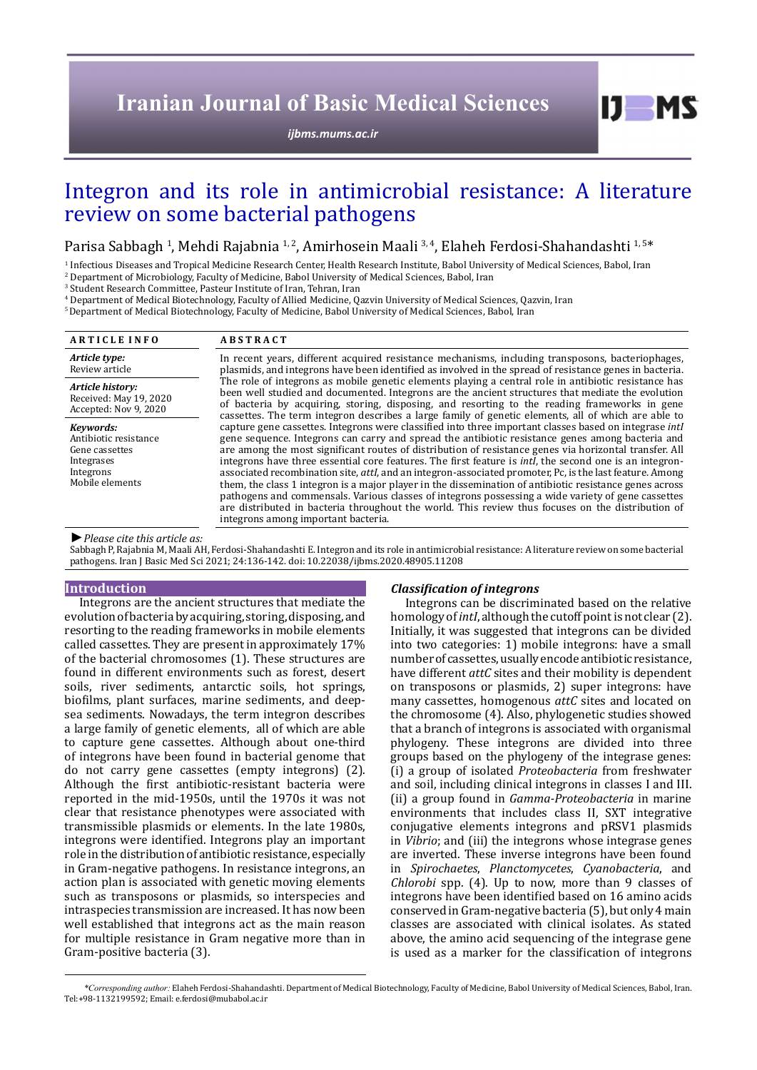Iranian Journal of Basic Medical Sciences

ijbms.mums.ac.ir

# Integron and its role in antimicrobial resistance: A literature review on some bacterial pathogens

Parisa Sabbagh [1], Mehdi Rajabnia [1, 2], Amirhosein Maali [3, 4], Elaheh Ferdosi-Shahandashti [1, 5]*

[1] Infectious Diseases and Tropical Medicine Research Center, Health Research Institute, Babol University of Medical Sciences, Babol, Iran
[2] Department of Microbiology, Faculty of Medicine, Babol University of Medical Sciences, Babol, Iran
[3] Student Research Committee, Pasteur Institute of Iran, Tehran, Iran
[4] Department of Medical Biotechnology, Faculty of Allied Medicine, Qazvin University of Medical Sciences, Qazvin, Iran
[5] Department of Medical Biotechnology, Faculty of Medicine, Babol University of Medical Sciences, Babol, Iran

**ARTICLE INFO**

*Article type:*
Review article

*Article history:*
Received: May 19, 2020
Accepted: Nov 9, 2020

*Keywords:*
Antibiotic resistance
Gene cassettes
Integrases
Integrons
Mobile elements

**ABSTRACT**

In recent years, different acquired resistance mechanisms, including transposons, bacteriophages, plasmids, and integrons have been identified as involved in the spread of resistance genes in bacteria. The role of integrons as mobile genetic elements playing a central role in antibiotic resistance has been well studied and documented. Integrons are the ancient structures that mediate the evolution of bacteria by acquiring, storing, disposing, and resorting to the reading frameworks in gene cassettes. The term integron describes a large family of genetic elements, all of which are able to capture gene cassettes. Integrons were classified into three important classes based on integrase *intI* gene sequence. Integrons can carry and spread the antibiotic resistance genes among bacteria and are among the most significant routes of distribution of resistance genes via horizontal transfer. All integrons have three essential core features. The first feature is *intI*, the second one is an integron-associated recombination site, *attI*, and an integron-associated promoter, Pc, is the last feature. Among them, the class 1 integron is a major player in the dissemination of antibiotic resistance genes across pathogens and commensals. Various classes of integrons possessing a wide variety of gene cassettes are distributed in bacteria throughout the world. This review thus focuses on the distribution of integrons among important bacteria.

►*Please cite this article as:*
Sabbagh P, Rajabnia M, Maali AH, Ferdosi-Shahandashti E. Integron and its role in antimicrobial resistance: A literature review on some bacterial pathogens. Iran J Basic Med Sci 2021; 24:136-142. doi: 10.22038/ijbms.2020.48905.11208

## Introduction

Integrons are the ancient structures that mediate the evolution of bacteria by acquiring, storing, disposing, and resorting to the reading frameworks in mobile elements called cassettes. They are present in approximately 17% of the bacterial chromosomes (1). These structures are found in different environments such as forest, desert soils, river sediments, antarctic soils, hot springs, biofilms, plant surfaces, marine sediments, and deep-sea sediments. Nowadays, the term integron describes a large family of genetic elements, all of which are able to capture gene cassettes. Although about one-third of integrons have been found in bacterial genome that do not carry gene cassettes (empty integrons) (2). Although the first antibiotic-resistant bacteria were reported in the mid-1950s, until the 1970s it was not clear that resistance phenotypes were associated with transmissible plasmids or elements. In the late 1980s, integrons were identified. Integrons play an important role in the distribution of antibiotic resistance, especially in Gram-negative pathogens. In resistance integrons, an action plan is associated with genetic moving elements such as transposons or plasmids, so interspecies and intraspecies transmission are increased. It has now been well established that integrons act as the main reason for multiple resistance in Gram negative more than in Gram-positive bacteria (3).

### *Classification of integrons*

Integrons can be discriminated based on the relative homology of *intI*, although the cutoff point is not clear (2). Initially, it was suggested that integrons can be divided into two categories: 1) mobile integrons: have a small number of cassettes, usually encode antibiotic resistance, have different *attC* sites and their mobility is dependent on transposons or plasmids, 2) super integrons: have many cassettes, homogenous *attC* sites and located on the chromosome (4). Also, phylogenetic studies showed that a branch of integrons is associated with organismal phylogeny. These integrons are divided into three groups based on the phylogeny of the integrase genes: (i) a group of isolated *Proteobacteria* from freshwater and soil, including clinical integrons in classes I and III. (ii) a group found in *Gamma-Proteobacteria* in marine environments that includes class II, SXT integrative conjugative elements integrons and pRSV1 plasmids in *Vibrio*; and (iii) the integrons whose integrase genes are inverted. These inverse integrons have been found in *Spirochaetes*, *Planctomycetes*, *Cyanobacteria*, and *Chlorobi* spp. (4). Up to now, more than 9 classes of integrons have been identified based on 16 amino acids conserved in Gram-negative bacteria (5), but only 4 main classes are associated with clinical isolates. As stated above, the amino acid sequencing of the integrase gene is used as a marker for the classification of integrons

*Corresponding author: Elaheh Ferdosi-Shahandashti. Department of Medical Biotechnology, Faculty of Medicine, Babol University of Medical Sciences, Babol, Iran. Tel:+98-1132199592; Email: e.ferdosi@mubabol.ac.ir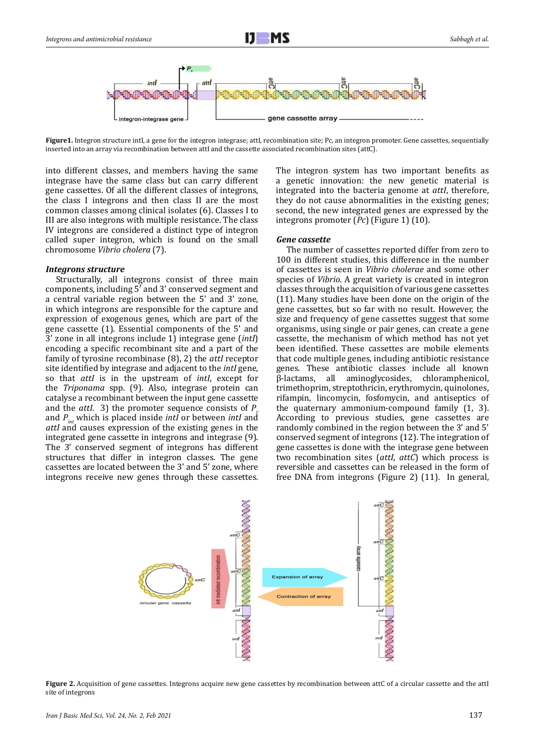Figure1. Integron structure intI, a gene for the integron integrase; attI, recombination site; Pc, an integron promoter. Gene cassettes, sequentially inserted into an array via recombination between attI and the cassette associated recombination sites (attC).

into different classes, and members having the same integrase have the same class but can carry different gene cassettes. Of all the different classes of integrons, the class I integrons and then class II are the most common classes among clinical isolates (6). Classes I to III are also integrons with multiple resistance. The class IV integrons are considered a distinct type of integron called super integron, which is found on the small chromosome *Vibrio cholera* (7).

### *Integrons structure*

Structurally, all integrons consist of three main components, including 5' and 3' conserved segment and a central variable region between the 5' and 3' zone, in which integrons are responsible for the capture and expression of exogenous genes, which are part of the gene cassette (1). Essential components of the 5' and 3' zone in all integrons include 1) integrase gene (*intI*) encoding a specific recombinant site and a part of the family of tyrosine recombinase (8), 2) the *attI* receptor site identified by integrase and adjacent to the *intI* gene, so that *attI* is in the upstream of *intI*, except for the *Triponama* spp. (9). Also, integrase protein can catalyse a recombinant between the input gene cassette and the *attI*. 3) the promoter sequence consists of $P_c$ and $P_{int}$ which is placed inside *intI* or between *intI* and *attI* and causes expression of the existing genes in the integrated gene cassette in integrons and integrase (9). The 3' conserved segment of integrons has different structures that differ in integron classes. The gene cassettes are located between the 3' and 5' zone, where integrons receive new genes through these cassettes.

The integron system has two important benefits as a genetic innovation: the new genetic material is integrated into the bacteria genome at *attI*, therefore, they do not cause abnormalities in the existing genes; second, the new integrated genes are expressed by the integrons promoter (*Pc*) (Figure 1) (10).

### *Gene cassette*

The number of cassettes reported differ from zero to 100 in different studies, this difference in the number of cassettes is seen in *Vibrio cholerae* and some other species of *Vibrio*. A great variety is created in integron classes through the acquisition of various gene cassettes (11). Many studies have been done on the origin of the gene cassettes, but so far with no result. However, the size and frequency of gene cassettes suggest that some organisms, using single or pair genes, can create a gene cassette, the mechanism of which method has not yet been identified. These cassettes are mobile elements that code multiple genes, including antibiotic resistance genes. These antibiotic classes include all known β-lactams, all aminoglycosides, chloramphenicol, trimethoprim, streptothricin, erythromycin, quinolones, rifampin, lincomycin, fosfomycin, and antiseptics of the quaternary ammonium-compound family (1, 3). According to previous studies, gene cassettes are randomly combined in the region between the 3' and 5' conserved segment of integrons (12). The integration of gene cassettes is done with the integrase gene between two recombination sites (*attI*, *attC*) which process is reversible and cassettes can be released in the form of free DNA from integrons (Figure 2) (11). In general,

Figure 2. Acquisition of gene cassettes. Integrons acquire new gene cassettes by recombination between attC of a circular cassette and the attI site of integrons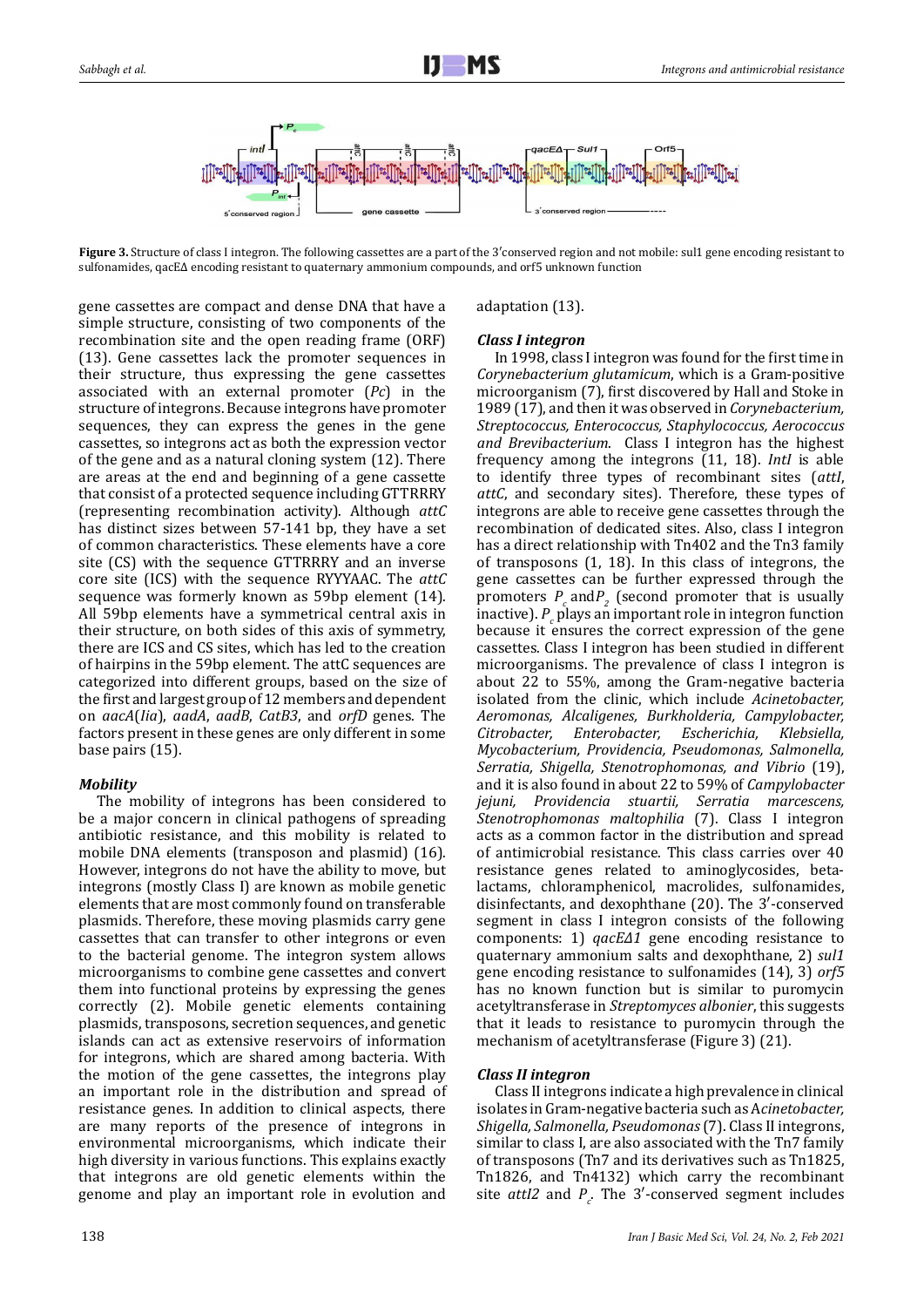**Figure 3.** Structure of class I integron. The following cassettes are a part of the 3′conserved region and not mobile: sul1 gene encoding resistant to sulfonamides, qacEΔ encoding resistant to quaternary ammonium compounds, and orf5 unknown function

gene cassettes are compact and dense DNA that have a simple structure, consisting of two components of the recombination site and the open reading frame (ORF) (13). Gene cassettes lack the promoter sequences in their structure, thus expressing the gene cassettes associated with an external promoter (*Pc*) in the structure of integrons. Because integrons have promoter sequences, they can express the genes in the gene cassettes, so integrons act as both the expression vector of the gene and as a natural cloning system (12). There are areas at the end and beginning of a gene cassette that consist of a protected sequence including GTTRRRY (representing recombination activity). Although *attC* has distinct sizes between 57-141 bp, they have a set of common characteristics. These elements have a core site (CS) with the sequence GTTRRRY and an inverse core site (ICS) with the sequence RYYYAAC. The *attC* sequence was formerly known as 59bp element (14). All 59bp elements have a symmetrical central axis in their structure, on both sides of this axis of symmetry, there are ICS and CS sites, which has led to the creation of hairpins in the 59bp element. The attC sequences are categorized into different groups, based on the size of the first and largest group of 12 members and dependent on *aacA*(*Iia*), *aadA*, *aadB*, *CatB3*, and *orfD* genes. The factors present in these genes are only different in some base pairs (15).

### *Mobility*

The mobility of integrons has been considered to be a major concern in clinical pathogens of spreading antibiotic resistance, and this mobility is related to mobile DNA elements (transposon and plasmid) (16). However, integrons do not have the ability to move, but integrons (mostly Class I) are known as mobile genetic elements that are most commonly found on transferable plasmids. Therefore, these moving plasmids carry gene cassettes that can transfer to other integrons or even to the bacterial genome. The integron system allows microorganisms to combine gene cassettes and convert them into functional proteins by expressing the genes correctly (2). Mobile genetic elements containing plasmids, transposons, secretion sequences, and genetic islands can act as extensive reservoirs of information for integrons, which are shared among bacteria. With the motion of the gene cassettes, the integrons play an important role in the distribution and spread of resistance genes. In addition to clinical aspects, there are many reports of the presence of integrons in environmental microorganisms, which indicate their high diversity in various functions. This explains exactly that integrons are old genetic elements within the genome and play an important role in evolution and adaptation (13).

### *Class I integron*

In 1998, class I integron was found for the first time in *Corynebacterium glutamicum*, which is a Gram-positive microorganism (7), first discovered by Hall and Stoke in 1989 (17), and then it was observed in *Corynebacterium, Streptococcus, Enterococcus, Staphylococcus, Aerococcus and Brevibacterium*. Class I integron has the highest frequency among the integrons (11, 18). *IntI* is able to identify three types of recombinant sites (*attI*, *attC*, and secondary sites). Therefore, these types of integrons are able to receive gene cassettes through the recombination of dedicated sites. Also, class I integron has a direct relationship with Tn402 and the Tn3 family of transposons (1, 18). In this class of integrons, the gene cassettes can be further expressed through the promoters $P_c$ and $P_2$ (second promoter that is usually inactive). $P_c$ plays an important role in integron function because it ensures the correct expression of the gene cassettes. Class I integron has been studied in different microorganisms. The prevalence of class I integron is about 22 to 55%, among the Gram-negative bacteria isolated from the clinic, which include *Acinetobacter, Aeromonas, Alcaligenes, Burkholderia, Campylobacter, Citrobacter, Enterobacter, Escherichia, Klebsiella, Mycobacterium, Providencia, Pseudomonas, Salmonella, Serratia, Shigella, Stenotrophomonas, and Vibrio* (19), and it is also found in about 22 to 59% of *Campylobacter jejuni, Providencia stuartii, Serratia marcescens, Stenotrophomonas maltophilia* (7). Class I integron acts as a common factor in the distribution and spread of antimicrobial resistance. This class carries over 40 resistance genes related to aminoglycosides, beta-lactams, chloramphenicol, macrolides, sulfonamides, disinfectants, and dexophthane (20). The 3′-conserved segment in class I integron consists of the following components: 1) *qacEΔ1* gene encoding resistance to quaternary ammonium salts and dexophthane, 2) *sul1* gene encoding resistance to sulfonamides (14), 3) *orf5* has no known function but is similar to puromycin acetyltransferase in *Streptomyces albonier*, this suggests that it leads to resistance to puromycin through the mechanism of acetyltransferase (Figure 3) (21).

### *Class II integron*

Class II integrons indicate a high prevalence in clinical isolates in Gram-negative bacteria such as *Acinetobacter, Shigella, Salmonella, Pseudomonas* (7). Class II integrons, similar to class I, are also associated with the Tn7 family of transposons (Tn7 and its derivatives such as Tn1825, Tn1826, and Tn4132) which carry the recombinant site *attI2* and $P_c$. The 3′-conserved segment includes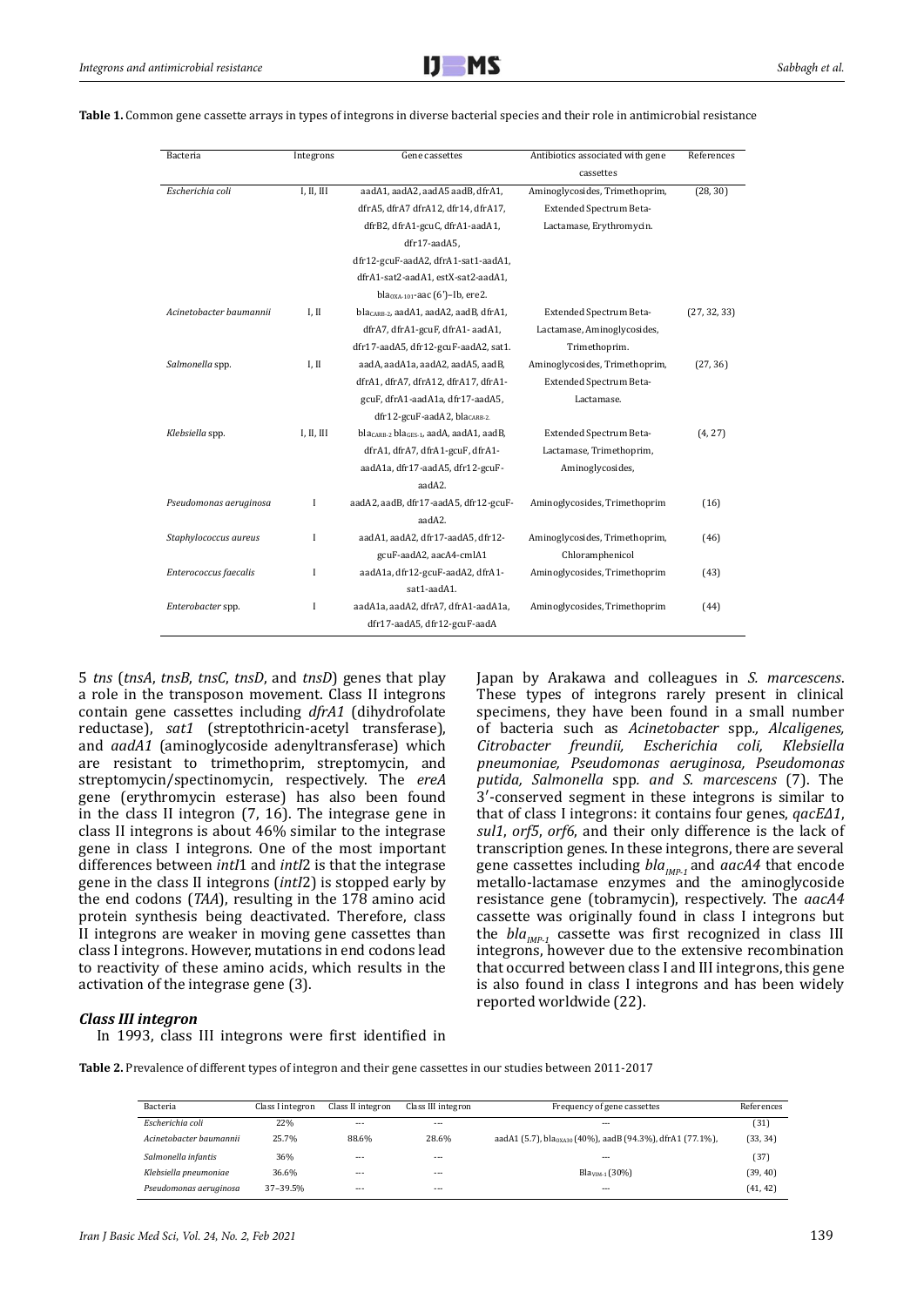**Table 1.** Common gene cassette arrays in types of integrons in diverse bacterial species and their role in antimicrobial resistance

| Bacteria | Integrons | Gene cassettes | Antibiotics associated with gene cassettes | References |
|---|---|---|---|---|
| *Escherichia coli* | I, II, III | aadA1, aadA2, aadA5 aadB, dfrA1, dfrA5, dfrA7 dfrA12, dfr14, dfrA17, dfrB2, dfrA1-gcuC, dfrA1-aadA1, dfr17-aadA5, dfr12-gcuF-aadA2, dfrA1-sat1-aadA1, dfrA1-sat2-aadA1, estX-sat2-aadA1, $bla_{OXA-101}$-aac (6')–Ib, ere2. | Aminoglycosides, Trimethoprim, Extended Spectrum Beta-Lactamase, Erythromycin. | (28, 30) |
| *Acinetobacter baumannii* | I, II | $bla_{CARB-2}$, aadA1, aadA2, aadB, dfrA1, dfrA7, dfrA1-gcuF, dfrA1- aadA1, dfr17-aadA5, dfr12-gcuF-aadA2, sat1. | Extended Spectrum Beta-Lactamase, Aminoglycosides, Trimethoprim. | (27, 32, 33) |
| *Salmonella* spp. | I, II | aadA, aadA1a, aadA2, aadA5, aadB, dfrA1, dfrA7, dfrA12, dfrA17, dfrA1-gcuF, dfrA1-aadA1a, dfr17-aadA5, dfr12-gcuF-aadA2, $bla_{CARB-2}$. | Aminoglycosides, Trimethoprim, Extended Spectrum Beta-Lactamase. | (27, 36) |
| *Klebsiella* spp. | I, II, III | $bla_{CARB-2}$ $bla_{GES-1}$, aadA, aadA1, aadB, dfrA1, dfrA7, dfrA1-gcuF, dfrA1-aadA1a, dfr17-aadA5, dfr12-gcuF-aadA2. | Extended Spectrum Beta-Lactamase, Trimethoprim, Aminoglycosides, | (4, 27) |
| *Pseudomonas aeruginosa* | I | aadA2, aadB, dfr17-aadA5, dfr12-gcuF-aadA2. | Aminoglycosides, Trimethoprim | (16) |
| *Staphylococcus aureus* | I | aadA1, aadA2, dfr17-aadA5, dfr12-gcuF-aadA2, aacA4-cmlA1 | Aminoglycosides, Trimethoprim, Chloramphenicol | (46) |
| *Enterococcus faecalis* | I | aadA1a, dfr12-gcuF-aadA2, dfrA1-sat1-aadA1. | Aminoglycosides, Trimethoprim | (43) |
| *Enterobacter* spp. | I | aadA1a, aadA2, dfrA7, dfrA1-aadA1a, dfr17-aadA5, dfr12-gcuF-aadA | Aminoglycosides, Trimethoprim | (44) |

5 *tns* (*tnsA*, *tnsB*, *tnsC*, *tnsD*, and *tnsD*) genes that play a role in the transposon movement. Class II integrons contain gene cassettes including *dfrA1* (dihydrofolate reductase), *sat1* (streptothricin-acetyl transferase), and *aadA1* (aminoglycoside adenyltransferase) which are resistant to trimethoprim, streptomycin, and streptomycin/spectinomycin, respectively. The *ereA* gene (erythromycin esterase) has also been found in the class II integron (7, 16). The integrase gene in class II integrons is about 46% similar to the integrase gene in class I integrons. One of the most important differences between *intI*1 and *intI*2 is that the integrase gene in the class II integrons (*intI*2) is stopped early by the end codons (*TAA*), resulting in the 178 amino acid protein synthesis being deactivated. Therefore, class II integrons are weaker in moving gene cassettes than class I integrons. However, mutations in end codons lead to reactivity of these amino acids, which results in the activation of the integrase gene (3).

### *Class III integron*

In 1993, class III integrons were first identified in Japan by Arakawa and colleagues in *S. marcescens*. These types of integrons rarely present in clinical specimens, they have been found in a small number of bacteria such as *Acinetobacter* spp., *Alcaligenes, Citrobacter freundii, Escherichia coli, Klebsiella pneumoniae, Pseudomonas aeruginosa, Pseudomonas putida, Salmonella* spp. *and S. marcescens* (7). The 3′-conserved segment in these integrons is similar to that of class I integrons: it contains four genes, *qacEΔ1*, *sul1*, *orf5*, *orf6*, and their only difference is the lack of transcription genes. In these integrons, there are several gene cassettes including $bla_{IMP-1}$ and *aacA4* that encode metallo-lactamase enzymes and the aminoglycoside resistance gene (tobramycin), respectively. The *aacA4* cassette was originally found in class I integrons but the $bla_{IMP-1}$ cassette was first recognized in class III integrons, however due to the extensive recombination that occurred between class I and III integrons, this gene is also found in class I integrons and has been widely reported worldwide (22).

**Table 2.** Prevalence of different types of integron and their gene cassettes in our studies between 2011-2017

| Bacteria | Class I integron | Class II integron | Class III integron | Frequency of gene cassettes | References |
|---|---|---|---|---|---|
| *Escherichia coli* | 22% | --- | --- | --- | (31) |
| *Acinetobacter baumannii* | 25.7% | 88.6% | 28.6% | aadA1 (5.7), $bla_{OXA30}$ (40%), aadB (94.3%), dfrA1 (77.1%), | (33, 34) |
| *Salmonella infantis* | 36% | --- | --- | --- | (37) |
| *Klebsiella pneumoniae* | 36.6% | --- | --- | $Bla_{VIM-1}$ (30%) | (39, 40) |
| *Pseudomonas aeruginosa* | 37–39.5% | --- | --- | --- | (41, 42) |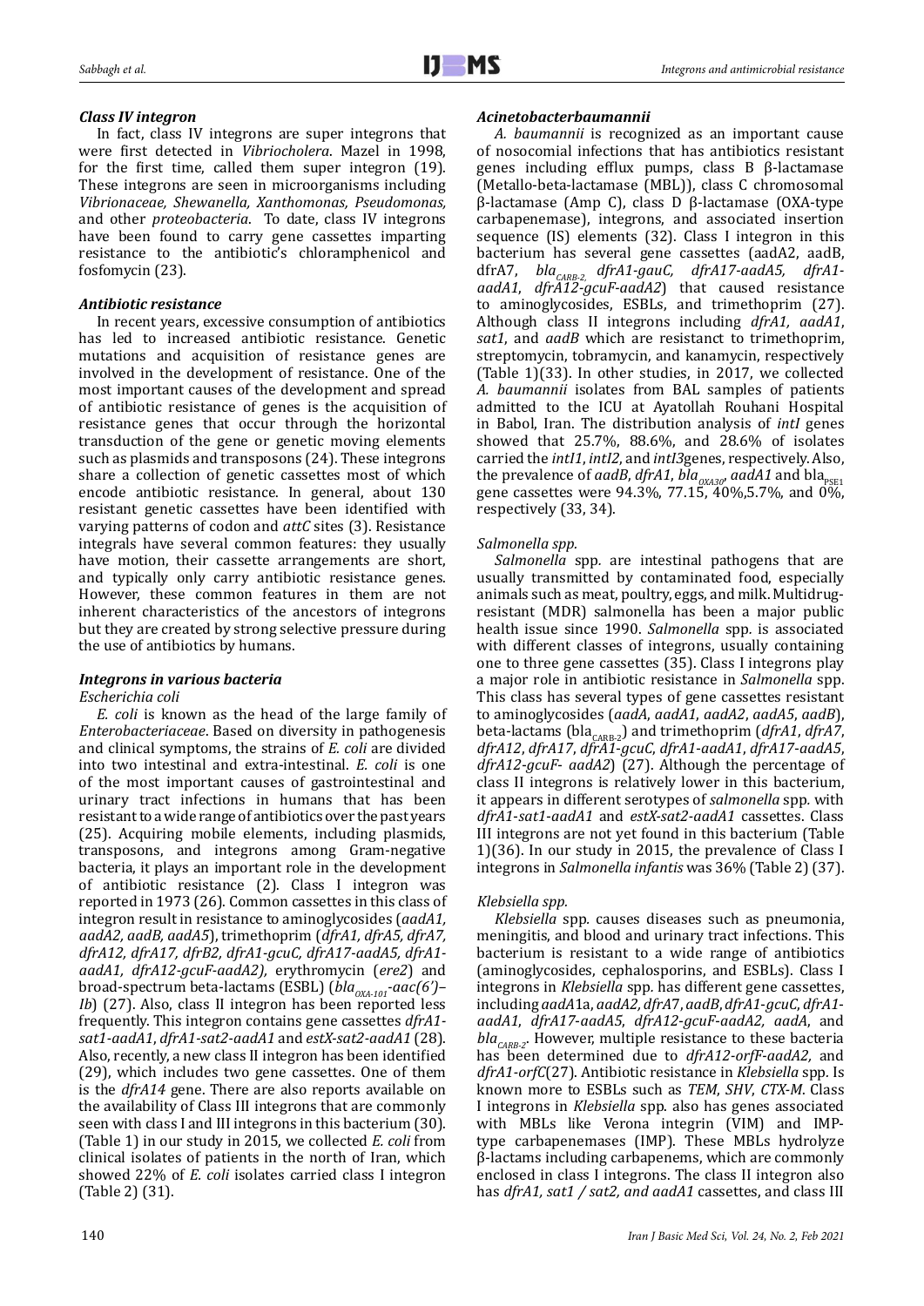### *Class IV integron*

In fact, class IV integrons are super integrons that were first detected in *Vibriocholera*. Mazel in 1998, for the first time, called them super integron (19). These integrons are seen in microorganisms including *Vibrionaceae, Shewanella, Xanthomonas, Pseudomonas,* and other *proteobacteria*. To date, class IV integrons have been found to carry gene cassettes imparting resistance to the antibiotic's chloramphenicol and fosfomycin (23).

### *Antibiotic resistance*

In recent years, excessive consumption of antibiotics has led to increased antibiotic resistance. Genetic mutations and acquisition of resistance genes are involved in the development of resistance. One of the most important causes of the development and spread of antibiotic resistance of genes is the acquisition of resistance genes that occur through the horizontal transduction of the gene or genetic moving elements such as plasmids and transposons (24). These integrons share a collection of genetic cassettes most of which encode antibiotic resistance. In general, about 130 resistant genetic cassettes have been identified with varying patterns of codon and *attC* sites (3). Resistance integrals have several common features: they usually have motion, their cassette arrangements are short, and typically only carry antibiotic resistance genes. However, these common features in them are not inherent characteristics of the ancestors of integrons but they are created by strong selective pressure during the use of antibiotics by humans.

### *Integrons in various bacteria*

*Escherichia coli*

*E. coli* is known as the head of the large family of *Enterobacteriaceae*. Based on diversity in pathogenesis and clinical symptoms, the strains of *E. coli* are divided into two intestinal and extra-intestinal. *E. coli* is one of the most important causes of gastrointestinal and urinary tract infections in humans that has been resistant to a wide range of antibiotics over the past years (25). Acquiring mobile elements, including plasmids, transposons, and integrons among Gram-negative bacteria, it plays an important role in the development of antibiotic resistance (2). Class I integron was reported in 1973 (26). Common cassettes in this class of integron result in resistance to aminoglycosides (*aadA1, aadA2, aadB, aadA5*), trimethoprim (*dfrA1, dfrA5, dfrA7, dfrA12, dfrA17, dfrB2, dfrA1-gcuC, dfrA17-aadA5, dfrA1-aadA1, dfrA12-gcuF-aadA2),* erythromycin (*ere2*) and broad-spectrum beta-lactams (ESBL) ($bla_{OXA-101}$*-aac(6')–Ib*) (27). Also, class II integron has been reported less frequently. This integron contains gene cassettes *dfrA1-sat1-aadA1*, *dfrA1-sat2-aadA1* and *estX-sat2-aadA1* (28). Also, recently, a new class II integron has been identified (29), which includes two gene cassettes. One of them is the *dfrA14* gene. There are also reports available on the availability of Class III integrons that are commonly seen with class I and III integrons in this bacterium (30). (Table 1) in our study in 2015, we collected *E. coli* from clinical isolates of patients in the north of Iran, which showed 22% of *E. coli* isolates carried class I integron (Table 2) (31).

### *Acinetobacterbaumannii*

*A. baumannii* is recognized as an important cause of nosocomial infections that has antibiotics resistant genes including efflux pumps, class B β-lactamase (Metallo-beta-lactamase (MBL)), class C chromosomal β-lactamase (Amp C), class D β-lactamase (OXA-type carbapenemase), integrons, and associated insertion sequence (IS) elements (32). Class I integron in this bacterium has several gene cassettes (aadA2, aadB, dfrA7, $bla_{CARB-2,}$ *dfrA1-gauC, dfrA17-aadA5, dfrA1-aadA1*, *dfrA12-gcuF-aadA2*) that caused resistance to aminoglycosides, ESBLs, and trimethoprim (27). Although class II integrons including *dfrA1, aadA1*, *sat1*, and *aadB* which are resistance to trimethoprim, streptomycin, tobramycin, and kanamycin, respectively (Table 1)(33). In other studies, in 2017, we collected *A. baumannii* isolates from BAL samples of patients admitted to the ICU at Ayatollah Rouhani Hospital in Babol, Iran. The distribution analysis of *intI* genes showed that 25.7%, 88.6%, and 28.6% of isolates carried the *intI1*, *intI2*, and *intI3*genes, respectively. Also, the prevalence of *aadB*, *dfrA1*, $bla_{OXA30}$, *aadA1* and $bla_{PSE1}$ gene cassettes were 94.3%, 77.15, 40%,5.7%, and 0%, respectively (33, 34).

*Salmonella spp.*

*Salmonella* spp*.* are intestinal pathogens that are usually transmitted by contaminated food, especially animals such as meat, poultry, eggs, and milk. Multidrug-resistant (MDR) salmonella has been a major public health issue since 1990. *Salmonella* spp*.* is associated with different classes of integrons, usually containing one to three gene cassettes (35). Class I integrons play a major role in antibiotic resistance in *Salmonella* spp. This class has several types of gene cassettes resistant to aminoglycosides (*aadA*, *aadA1*, *aadA2*, *aadA5*, *aadB*), beta-lactams ($bla_{CARB-2}$) and trimethoprim (*dfrA1*, *dfrA7*, *dfrA12*, *dfrA17*, *dfrA1-gcuC*, *dfrA1-aadA1*, *dfrA17-aadA5*, *dfrA12-gcuF- aadA2*) (27). Although the percentage of class II integrons is relatively lower in this bacterium, it appears in different serotypes of *salmonella* spp. with *dfrA1-sat1-aadA1* and *estX-sat2-aadA1* cassettes. Class III integrons are not yet found in this bacterium (Table 1)(36). In our study in 2015, the prevalence of Class I integrons in *Salmonella infantis* was 36% (Table 2) (37).

*Klebsiella spp.*

*Klebsiella* spp. causes diseases such as pneumonia, meningitis, and blood and urinary tract infections. This bacterium is resistant to a wide range of antibiotics (aminoglycosides, cephalosporins, and ESBLs). Class I integrons in *Klebsiella* spp. has different gene cassettes, including *aadA*1a, *aadA2, dfrA*7, *aadB, dfrA1-gcuC, dfrA1-aadA1*, *dfrA17-aadA5*, *dfrA12-gcuF-aadA2, aadA*, and $bla_{CARB-2}$. However, multiple resistance to these bacteria has been determined due to *dfrA12-orfF-aadA2*, and *dfrA1-orfC*(27). Antibiotic resistance in *Klebsiella* spp. Is known more to ESBLs such as *TEM, SHV, CTX-M*. Class I integrons in *Klebsiella* spp. also has genes associated with MBLs like Verona integrin (VIM) and IMP-type carbapenemases (IMP). These MBLs hydrolyze β-lactams including carbapenems, which are commonly enclosed in class I integrons. The class II integron also has *dfrA1, sat1 / sat2, and aadA1* cassettes, and class III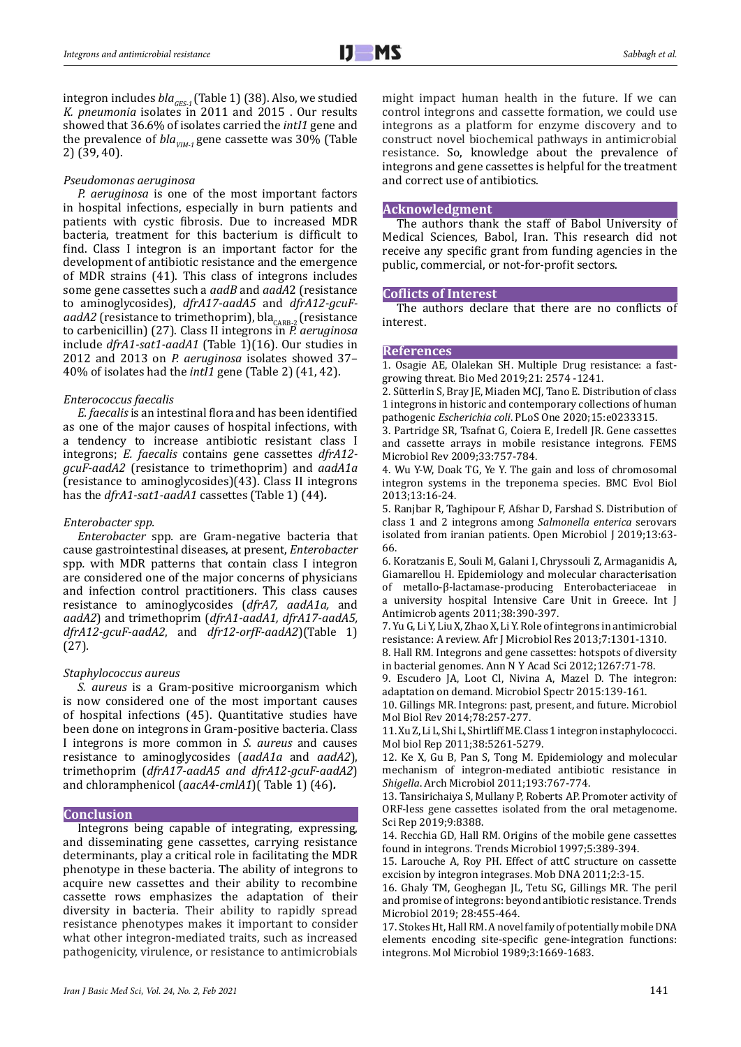integron includes $bla_{GES-1}$ (Table 1) (38). Also, we studied *K. pneumonia* isolates in 2011 and 2015 . Our results showed that 36.6% of isolates carried the *intI1* gene and the prevalence of $bla_{VIM-1}$ gene cassette was 30% (Table 2) (39, 40).

### *Pseudomonas aeruginosa*

*P. aeruginosa* is one of the most important factors in hospital infections, especially in burn patients and patients with cystic fibrosis. Due to increased MDR bacteria, treatment for this bacterium is difficult to find. Class I integron is an important factor for the development of antibiotic resistance and the emergence of MDR strains (41). This class of integrons includes some gene cassettes such a *aadB* and *aadA2* (resistance to aminoglycosides), *dfrA17-aadA5* and *dfrA12-gcuF-aadA2* (resistance to trimethoprim), $bla_{CARB-2}$ (resistance to carbenicillin) (27). Class II integrons in *P. aeruginosa* include *dfrA1-sat1-aadA1* (Table 1)(16). Our studies in 2012 and 2013 on *P. aeruginosa* isolates showed 37–40% of isolates had the *intI1* gene (Table 2) (41, 42).

### *Enterococcus faecalis*

*E. faecalis* is an intestinal flora and has been identified as one of the major causes of hospital infections, with a tendency to increase antibiotic resistant class I integrons; *E. faecalis* contains gene cassettes *dfrA12-gcuF-aadA2* (resistance to trimethoprim) and *aadA1a* (resistance to aminoglycosides)(43). Class II integrons has the *dfrA1-sat1-aadA1* cassettes (Table 1) (44)**.**

### *Enterobacter spp.*

*Enterobacter* spp. are Gram-negative bacteria that cause gastrointestinal diseases, at present, *Enterobacter* spp. with MDR patterns that contain class I integron are considered one of the major concerns of physicians and infection control practitioners. This class causes resistance to aminoglycosides (*dfrA7, aadA1a,* and *aadA2*) and trimethoprim (*dfrA1-aadA1, dfrA17-aadA5, dfrA12-gcuF-aadA2*, and *dfr12-orfF-aadA2*)(Table 1) (27)*.*

### *Staphylococcus aureus*

*S. aureus* is a Gram-positive microorganism which is now considered one of the most important causes of hospital infections (45). Quantitative studies have been done on integrons in Gram-positive bacteria. Class I integrons is more common in *S. aureus* and causes resistance to aminoglycosides (*aadA1a* and *aadA2*), trimethoprim (*dfrA17-aadA5 and dfrA12-gcuF-aadA2*) and chloramphenicol (*aacA4-cmlA1*)( Table 1) (46)**.**

## Conclusion

Integrons being capable of integrating, expressing, and disseminating gene cassettes, carrying resistance determinants, play a critical role in facilitating the MDR phenotype in these bacteria. The ability of integrons to acquire new cassettes and their ability to recombine cassette rows emphasizes the adaptation of their diversity in bacteria. Their ability to rapidly spread resistance phenotypes makes it important to consider what other integron-mediated traits, such as increased pathogenicity, virulence, or resistance to antimicrobials might impact human health in the future. If we can control integrons and cassette formation, we could use integrons as a platform for enzyme discovery and to construct novel biochemical pathways in antimicrobial resistance. So, knowledge about the prevalence of integrons and gene cassettes is helpful for the treatment and correct use of antibiotics.

## Acknowledgment

The authors thank the staff of Babol University of Medical Sciences, Babol, Iran. This research did not receive any specific grant from funding agencies in the public, commercial, or not-for-profit sectors.

## Coflicts of Interest

The authors declare that there are no conflicts of interest.

## References

1. Osagie AE, Olalekan SH. Multiple Drug resistance: a fast-growing threat. Bio Med 2019;21: 2574 -1241.
2. Sütterlin S, Bray JE, Miaden MCJ, Tano E. Distribution of class 1 integrons in historic and contemporary collections of human pathogenic *Escherichia coli*. PLoS One 2020;15:e0233315.
3. Partridge SR, Tsafnat G, Coiera E, Iredell JR. Gene cassettes and cassette arrays in mobile resistance integrons. FEMS Microbiol Rev 2009;33:757-784.
4. Wu Y-W, Doak TG, Ye Y. The gain and loss of chromosomal integron systems in the treponema species. BMC Evol Biol 2013;13:16-24.
5. Ranjbar R, Taghipour F, Afshar D, Farshad S. Distribution of class 1 and 2 integrons among *Salmonella enterica* serovars isolated from iranian patients. Open Microbiol J 2019;13:63-66.
6. Koratzanis E, Souli M, Galani I, Chryssouli Z, Armaganidis A, Giamarellou H. Epidemiology and molecular characterisation of metallo-β-lactamase-producing Enterobacteriaceae in a university hospital Intensive Care Unit in Greece. Int J Antimicrob agents 2011;38:390-397.
7. Yu G, Li Y, Liu X, Zhao X, Li Y. Role of integrons in antimicrobial resistance: A review. Afr J Microbiol Res 2013;7:1301-1310.
8. Hall RM. Integrons and gene cassettes: hotspots of diversity in bacterial genomes. Ann N Y Acad Sci 2012;1267:71-78.
9. Escudero JA, Loot CI, Nivina A, Mazel D. The integron: adaptation on demand. Microbiol Spectr 2015:139-161.
10. Gillings MR. Integrons: past, present, and future. Microbiol Mol Biol Rev 2014;78:257-277.
11. Xu Z, Li L, Shi L, Shirtliff ME. Class 1 integron in staphylococci. Mol biol Rep 2011;38:5261-5279.
12. Ke X, Gu B, Pan S, Tong M. Epidemiology and molecular mechanism of integron-mediated antibiotic resistance in *Shigella*. Arch Microbiol 2011;193:767-774.
13. Tansirichaiya S, Mullany P, Roberts AP. Promoter activity of ORF-less gene cassettes isolated from the oral metagenome. Sci Rep 2019;9:8388.
14. Recchia GD, Hall RM. Origins of the mobile gene cassettes found in integrons. Trends Microbiol 1997;5:389-394.
15. Larouche A, Roy PH. Effect of attC structure on cassette excision by integron integrases. Mob DNA 2011;2:3-15.
16. Ghaly TM, Geoghegan JL, Tetu SG, Gillings MR. The peril and promise of integrons: beyond antibiotic resistance. Trends Microbiol 2019; 28:455-464.
17. Stokes Ht, Hall RM. A novel family of potentially mobile DNA elements encoding site-specific gene-integration functions: integrons. Mol Microbiol 1989;3:1669-1683.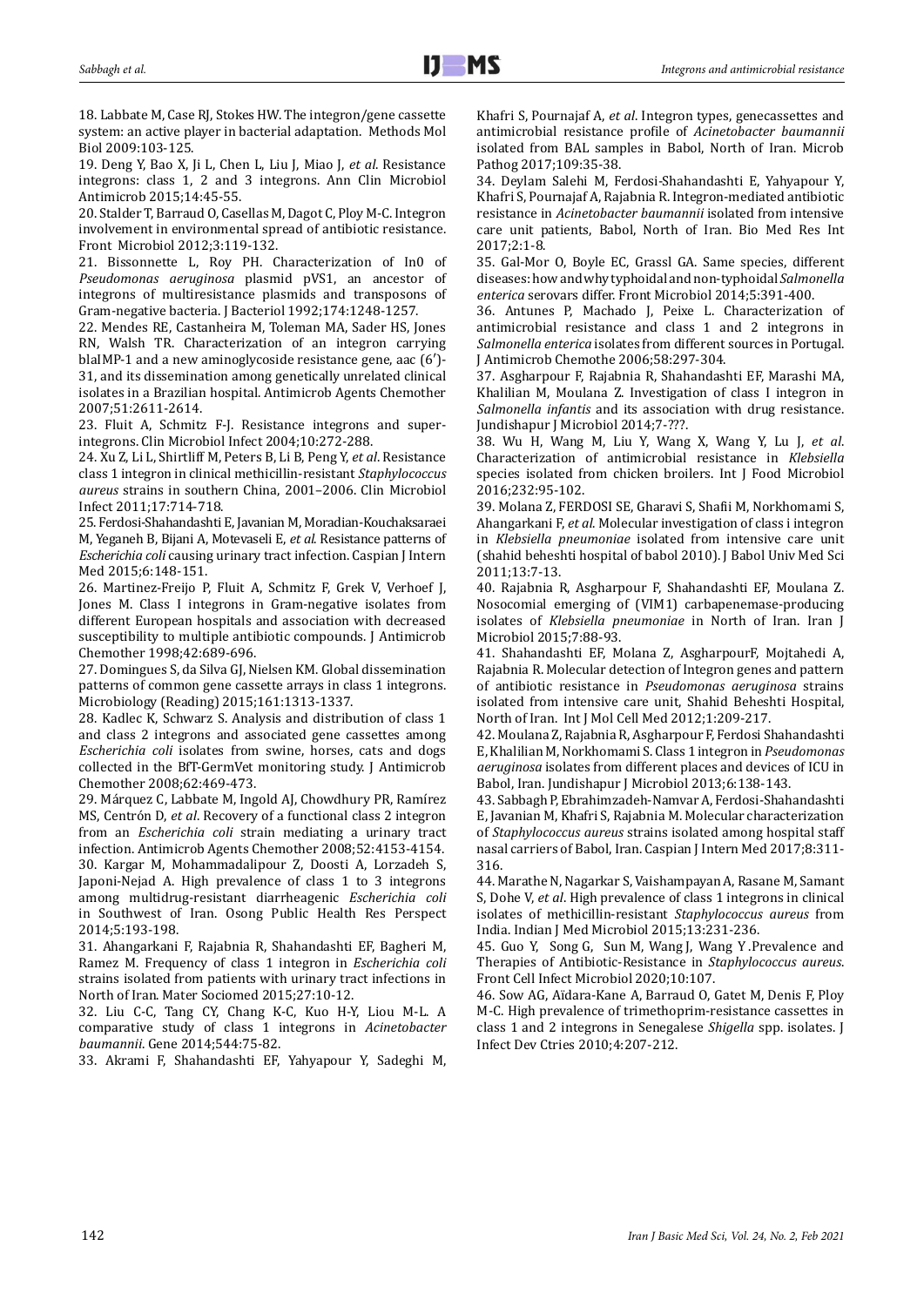18. Labbate M, Case RJ, Stokes HW. The integron/gene cassette system: an active player in bacterial adaptation. Methods Mol Biol 2009:103-125.

19. Deng Y, Bao X, Ji L, Chen L, Liu J, Miao J, *et al*. Resistance integrons: class 1, 2 and 3 integrons. Ann Clin Microbiol Antimicrob 2015;14:45-55.

20. Stalder T, Barraud O, Casellas M, Dagot C, Ploy M-C. Integron involvement in environmental spread of antibiotic resistance. Front Microbiol 2012;3:119-132.

21. Bissonnette L, Roy PH. Characterization of In0 of *Pseudomonas aeruginosa* plasmid pVS1, an ancestor of integrons of multiresistance plasmids and transposons of Gram-negative bacteria. J Bacteriol 1992;174:1248-1257.

22. Mendes RE, Castanheira M, Toleman MA, Sader HS, Jones RN, Walsh TR. Characterization of an integron carrying blaIMP-1 and a new aminoglycoside resistance gene, aac (6′)-31, and its dissemination among genetically unrelated clinical isolates in a Brazilian hospital. Antimicrob Agents Chemother 2007;51:2611-2614.

23. Fluit A, Schmitz F-J. Resistance integrons and super-integrons. Clin Microbiol Infect 2004;10:272-288.

24. Xu Z, Li L, Shirtliff M, Peters B, Li B, Peng Y, *et al*. Resistance class 1 integron in clinical methicillin-resistant *Staphylococcus aureus* strains in southern China, 2001–2006. Clin Microbiol Infect 2011;17:714-718.

25. Ferdosi-Shahandashti E, Javanian M, Moradian-Kouchaksaraei M, Yeganeh B, Bijani A, Motevaseli E, *et al*. Resistance patterns of *Escherichia coli* causing urinary tract infection. Caspian J Intern Med 2015;6:148-151.

26. Martinez-Freijo P, Fluit A, Schmitz F, Grek V, Verhoef J, Jones M. Class I integrons in Gram-negative isolates from different European hospitals and association with decreased susceptibility to multiple antibiotic compounds. J Antimicrob Chemother 1998;42:689-696.

27. Domingues S, da Silva GJ, Nielsen KM. Global dissemination patterns of common gene cassette arrays in class 1 integrons. Microbiology (Reading) 2015;161:1313-1337.

28. Kadlec K, Schwarz S. Analysis and distribution of class 1 and class 2 integrons and associated gene cassettes among *Escherichia coli* isolates from swine, horses, cats and dogs collected in the BfT-GermVet monitoring study. J Antimicrob Chemother 2008;62:469-473.

29. Márquez C, Labbate M, Ingold AJ, Chowdhury PR, Ramírez MS, Centrón D, *et al*. Recovery of a functional class 2 integron from an *Escherichia coli* strain mediating a urinary tract infection. Antimicrob Agents Chemother 2008;52:4153-4154.

30. Kargar M, Mohammadalipour Z, Doosti A, Lorzadeh S, Japoni-Nejad A. High prevalence of class 1 to 3 integrons among multidrug-resistant diarrheagenic *Escherichia coli* in Southwest of Iran. Osong Public Health Res Perspect 2014;5:193-198.

31. Ahangarkani F, Rajabnia R, Shahandashti EF, Bagheri M, Ramez M. Frequency of class 1 integron in *Escherichia coli* strains isolated from patients with urinary tract infections in North of Iran. Mater Sociomed 2015;27:10-12.

32. Liu C-C, Tang CY, Chang K-C, Kuo H-Y, Liou M-L. A comparative study of class 1 integrons in *Acinetobacter baumannii*. Gene 2014;544:75-82.

33. Akrami F, Shahandashti EF, Yahyapour Y, Sadeghi M, Khafri S, Pournajaf A, *et al*. Integron types, genecassettes and antimicrobial resistance profile of *Acinetobacter baumannii* isolated from BAL samples in Babol, North of Iran. Microb Pathog 2017;109:35-38.

34. Deylam Salehi M, Ferdosi-Shahandashti E, Yahyapour Y, Khafri S, Pournajaf A, Rajabnia R. Integron-mediated antibiotic resistance in *Acinetobacter baumannii* isolated from intensive care unit patients, Babol, North of Iran. Bio Med Res Int 2017;2:1-8.

35. Gal-Mor O, Boyle EC, Grassl GA. Same species, different diseases: how and why typhoidal and non-typhoidal *Salmonella enterica* serovars differ. Front Microbiol 2014;5:391-400.

36. Antunes P, Machado J, Peixe L. Characterization of antimicrobial resistance and class 1 and 2 integrons in *Salmonella enterica* isolates from different sources in Portugal. J Antimicrob Chemothe 2006;58:297-304.

37. Asgharpour F, Rajabnia R, Shahandashti EF, Marashi MA, Khalilian M, Moulana Z. Investigation of class I integron in *Salmonella infantis* and its association with drug resistance. Jundishapur J Microbiol 2014;7-???.

38. Wu H, Wang M, Liu Y, Wang X, Wang Y, Lu J, *et al*. Characterization of antimicrobial resistance in *Klebsiella* species isolated from chicken broilers. Int J Food Microbiol 2016;232:95-102.

39. Molana Z, FERDOSI SE, Gharavi S, Shafii M, Norkhomami S, Ahangarkani F, *et al*. Molecular investigation of class i integron in *Klebsiella pneumoniae* isolated from intensive care unit (shahid beheshti hospital of babol 2010). J Babol Univ Med Sci 2011;13:7-13.

40. Rajabnia R, Asgharpour F, Shahandashti EF, Moulana Z. Nosocomial emerging of (VIM1) carbapenemase-producing isolates of *Klebsiella pneumoniae* in North of Iran. Iran J Microbiol 2015;7:88-93.

41. Shahandashti EF, Molana Z, AsgharpourF, Mojtahedi A, Rajabnia R. Molecular detection of Integron genes and pattern of antibiotic resistance in *Pseudomonas aeruginosa* strains isolated from intensive care unit, Shahid Beheshti Hospital, North of Iran. Int J Mol Cell Med 2012;1:209-217.

42. Moulana Z, Rajabnia R, Asgharpour F, Ferdosi Shahandashti E, Khalilian M, Norkhomami S. Class 1 integron in *Pseudomonas aeruginosa* isolates from different places and devices of ICU in Babol, Iran. Jundishapur J Microbiol 2013;6:138-143.

43. Sabbagh P, Ebrahimzadeh-Namvar A, Ferdosi-Shahandashti E, Javanian M, Khafri S, Rajabnia M. Molecular characterization of *Staphylococcus aureus* strains isolated among hospital staff nasal carriers of Babol, Iran. Caspian J Intern Med 2017;8:311-316.

44. Marathe N, Nagarkar S, Vaishampayan A, Rasane M, Samant S, Dohe V, *et al*. High prevalence of class 1 integrons in clinical isolates of methicillin-resistant *Staphylococcus aureus* from India. Indian J Med Microbiol 2015;13:231-236.

45. Guo Y, Song G, Sun M, Wang J, Wang Y .Prevalence and Therapies of Antibiotic-Resistance in *Staphylococcus aureus*. Front Cell Infect Microbiol 2020;10:107.

46. Sow AG, Aïdara-Kane A, Barraud O, Gatet M, Denis F, Ploy M-C. High prevalence of trimethoprim-resistance cassettes in class 1 and 2 integrons in Senegalese *Shigella* spp. isolates. J Infect Dev Ctries 2010;4:207-212.